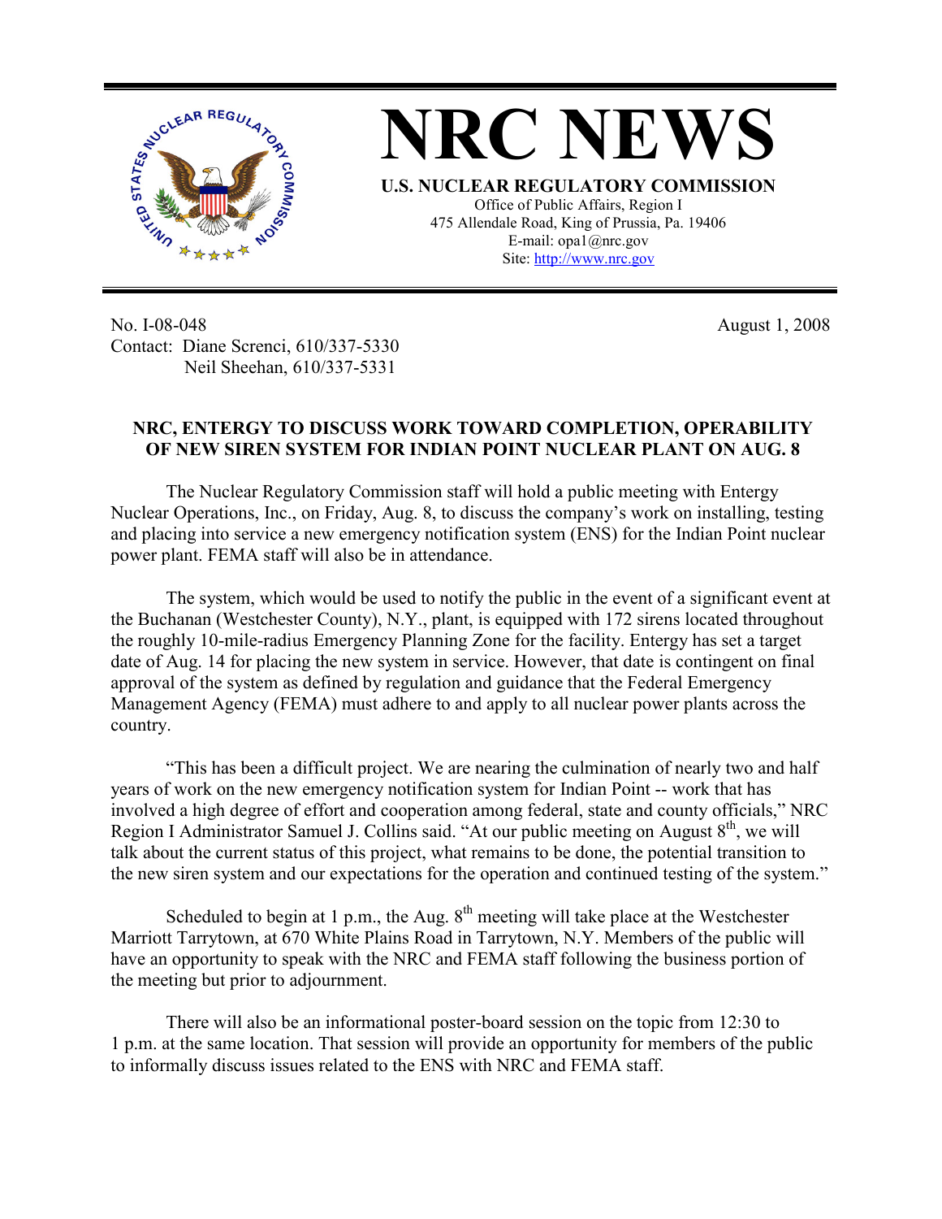# NRC NEWS

**U.S. NUCLEAR REGULATORY COMMISSION**

Office of Public Affairs, Region I
475 Allendale Road, King of Prussia, Pa. 19406
E-mail: opa1@nrc.gov
Site: http://www.nrc.gov

No. I-08-048 August 1, 2008

Contact: Diane Screnci, 610/337-5330
Neil Sheehan, 610/337-5331

**NRC, ENTERGY TO DISCUSS WORK TOWARD COMPLETION, OPERABILITY OF NEW SIREN SYSTEM FOR INDIAN POINT NUCLEAR PLANT ON AUG. 8**

The Nuclear Regulatory Commission staff will hold a public meeting with Entergy Nuclear Operations, Inc., on Friday, Aug. 8, to discuss the company's work on installing, testing and placing into service a new emergency notification system (ENS) for the Indian Point nuclear power plant. FEMA staff will also be in attendance.

The system, which would be used to notify the public in the event of a significant event at the Buchanan (Westchester County), N.Y., plant, is equipped with 172 sirens located throughout the roughly 10-mile-radius Emergency Planning Zone for the facility. Entergy has set a target date of Aug. 14 for placing the new system in service. However, that date is contingent on final approval of the system as defined by regulation and guidance that the Federal Emergency Management Agency (FEMA) must adhere to and apply to all nuclear power plants across the country.

"This has been a difficult project. We are nearing the culmination of nearly two and half years of work on the new emergency notification system for Indian Point -- work that has involved a high degree of effort and cooperation among federal, state and county officials," NRC Region I Administrator Samuel J. Collins said. "At our public meeting on August 8th, we will talk about the current status of this project, what remains to be done, the potential transition to the new siren system and our expectations for the operation and continued testing of the system."

Scheduled to begin at 1 p.m., the Aug. 8th meeting will take place at the Westchester Marriott Tarrytown, at 670 White Plains Road in Tarrytown, N.Y. Members of the public will have an opportunity to speak with the NRC and FEMA staff following the business portion of the meeting but prior to adjournment.

There will also be an informational poster-board session on the topic from 12:30 to 1 p.m. at the same location. That session will provide an opportunity for members of the public to informally discuss issues related to the ENS with NRC and FEMA staff.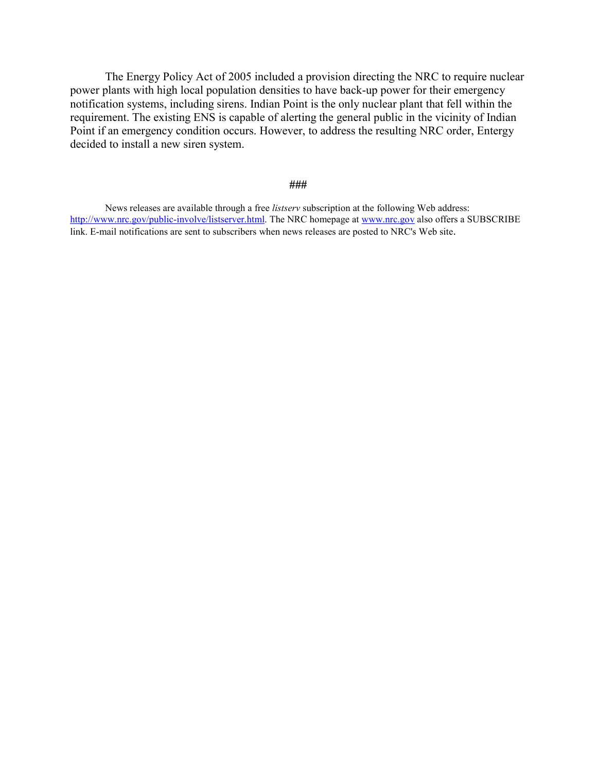The Energy Policy Act of 2005 included a provision directing the NRC to require nuclear power plants with high local population densities to have back-up power for their emergency notification systems, including sirens. Indian Point is the only nuclear plant that fell within the requirement. The existing ENS is capable of alerting the general public in the vicinity of Indian Point if an emergency condition occurs. However, to address the resulting NRC order, Entergy decided to install a new siren system.

###

News releases are available through a free *listserv* subscription at the following Web address: http://www.nrc.gov/public-involve/listserver.html. The NRC homepage at www.nrc.gov also offers a SUBSCRIBE link. E-mail notifications are sent to subscribers when news releases are posted to NRC's Web site.